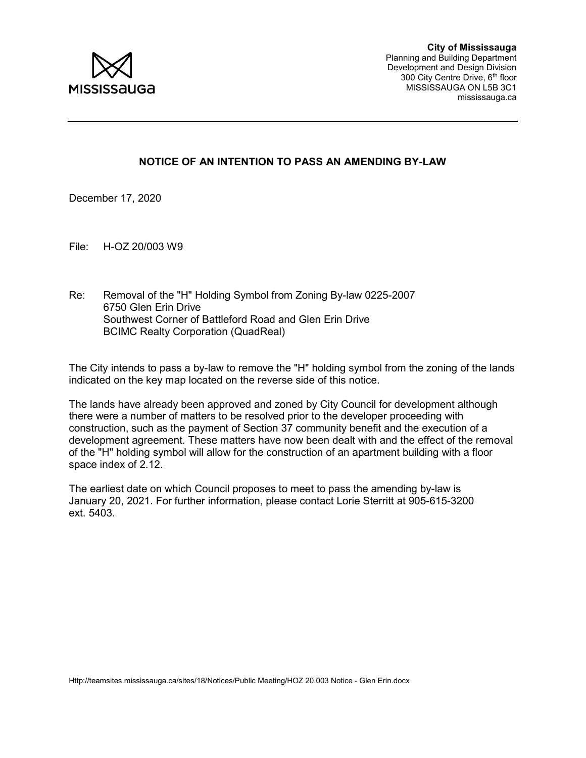**City of Mississauga**
Planning and Building Department
Development and Design Division
300 City Centre Drive, 6th floor
MISSISSAUGA ON L5B 3C1
mississauga.ca

---

## NOTICE OF AN INTENTION TO PASS AN AMENDING BY-LAW

December 17, 2020

File: H-OZ 20/003 W9

Re: Removal of the "H" Holding Symbol from Zoning By-law 0225-2007
6750 Glen Erin Drive
Southwest Corner of Battleford Road and Glen Erin Drive
BCIMC Realty Corporation (QuadReal)

The City intends to pass a by-law to remove the "H" holding symbol from the zoning of the lands indicated on the key map located on the reverse side of this notice.

The lands have already been approved and zoned by City Council for development although there were a number of matters to be resolved prior to the developer proceeding with construction, such as the payment of Section 37 community benefit and the execution of a development agreement. These matters have now been dealt with and the effect of the removal of the "H" holding symbol will allow for the construction of an apartment building with a floor space index of 2.12.

The earliest date on which Council proposes to meet to pass the amending by-law is January 20, 2021. For further information, please contact Lorie Sterritt at 905-615-3200 ext. 5403.

Http://teamsites.mississauga.ca/sites/18/Notices/Public Meeting/HOZ 20.003 Notice - Glen Erin.docx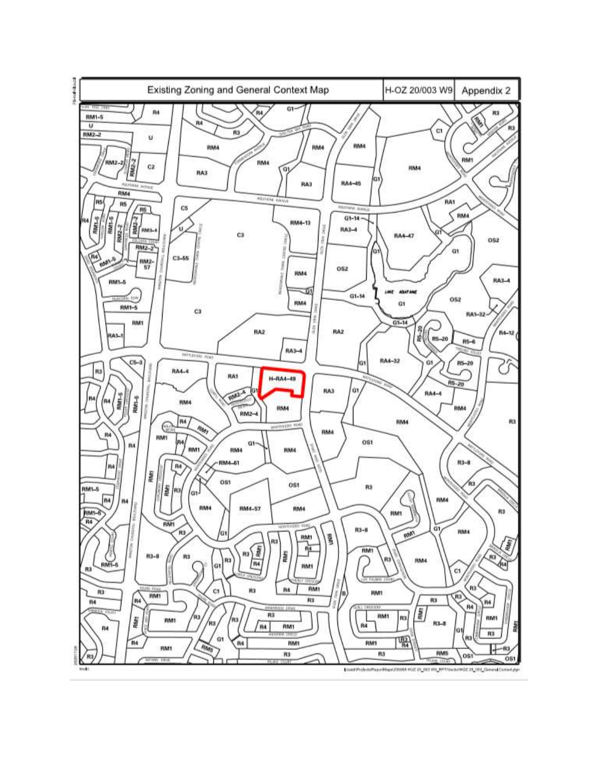Existing Zoning and General Context Map | H-OZ 20/003 W9 | Appendix 2

R4
RM1-5
U
RM2-2
R4
R3
G1
U
RM4
RM4
RM4
RM4
RM2-2
RM2-2
C2
RA3
G1
RA3
RA4-45
G1
RM4
C1
R3
R3
RM1
RM4
R5
R5
R5
RM1-5
RM2-2
RM2-2
RM3-4
R4
C5
U
C3
RM4-13
G1-14
RA3-4
RA4-47
G1
OS2
G1
RM2-2
R4
RM1-5
RM2-57
C3-55
RM4
OS2
G1
RA3-4
RM1-5
RM1-5
RM1
RA1-1
C3
G1
RM4
G1-14
G1
OS2
RA1-32
G1-14
RA2
RA2
R5-20
R5-20
R5-6
R4-12
RA3-4
C5-3
RA4-4
RA1
H-RA4-49
G1
RA4-32
G1
R5-20
R5-20
R3
R4
R4
RM1-5
RM1-5
RM4
RM2-4
G1
RM2-4
RM4
RA3
G1
RA4-4
RM4
RM4
R3
R4
R4
RM1
RM1
R4
RM1
RM4
G1
RM4
RM4
OS1
R4
R4
RM4-61
RM1
OS1
OS1
R3
R3-8
R3
RM1-5
R4
R4
RM1
R3
G1
RM4
RM4-57
RM4
RM4
RM1-5
R4
RM1
R3
G1
RM1
RM1
R3
RM1
RM1
R3-8
RM1
RM4
G1
RM4
R3-8
R3
R3
RM1
R3
R4
R4
RM1
RM1
R3
RM4
RM1
R3
R4
RM1-6
R3
G1
R3
R4
C1
R3
R3
R4
RM1
R3
RM1
R3
R4
C1
R3
R3
R3
R4
R4
RM1
R3
RM1
R3
R3
RM1
R3
R3-8
RM1
R4
RM1
R4
RM1
G1
R3
R4
G1
R4
RM1
RM1
R4
R3
RM1
RM5
R3
R3
RM5
OS1
R3
OS1